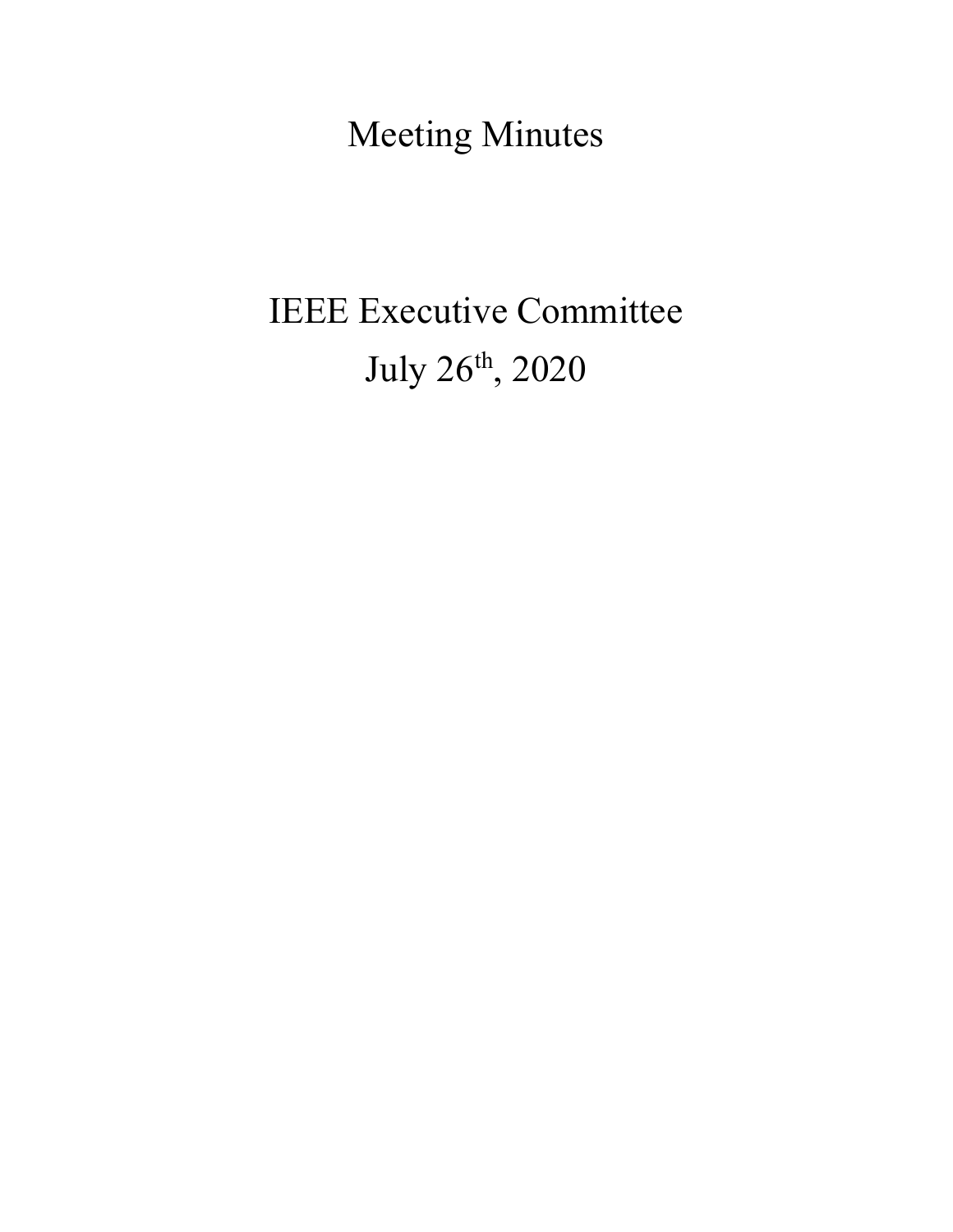# Meeting Minutes

## IEEE Executive Committee

## July 26th, 2020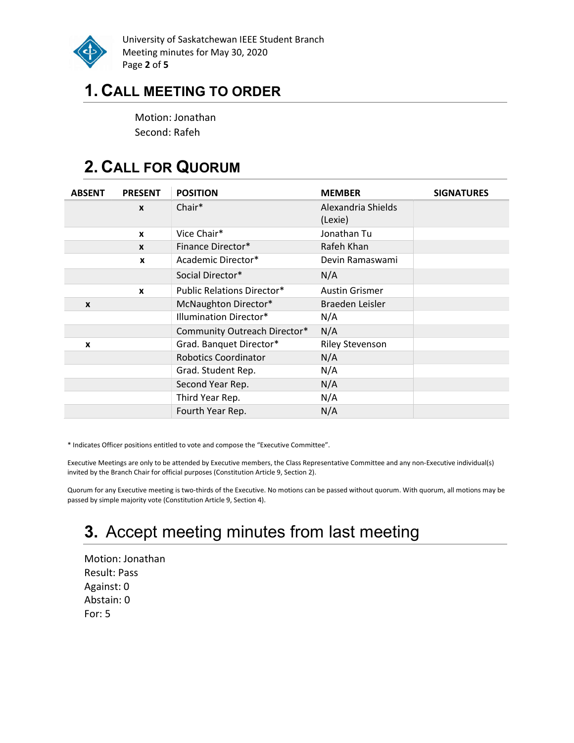# 1. CALL MEETING TO ORDER

Motion: Jonathan
Second: Rafeh

# 2. CALL FOR QUORUM

| ABSENT | PRESENT | POSITION | MEMBER | SIGNATURES |
|---|---|---|---|---|
| | x | Chair* | Alexandria Shields (Lexie) | |
| | x | Vice Chair* | Jonathan Tu | |
| | x | Finance Director* | Rafeh Khan | |
| | x | Academic Director* | Devin Ramaswami | |
| | | Social Director* | N/A | |
| | x | Public Relations Director* | Austin Grismer | |
| x | | McNaughton Director* | Braeden Leisler | |
| | | Illumination Director* | N/A | |
| | | Community Outreach Director* | N/A | |
| x | | Grad. Banquet Director* | Riley Stevenson | |
| | | Robotics Coordinator | N/A | |
| | | Grad. Student Rep. | N/A | |
| | | Second Year Rep. | N/A | |
| | | Third Year Rep. | N/A | |
| | | Fourth Year Rep. | N/A | |

* Indicates Officer positions entitled to vote and compose the "Executive Committee".

Executive Meetings are only to be attended by Executive members, the Class Representative Committee and any non-Executive individual(s) invited by the Branch Chair for official purposes (Constitution Article 9, Section 2).

Quorum for any Executive meeting is two-thirds of the Executive. No motions can be passed without quorum. With quorum, all motions may be passed by simple majority vote (Constitution Article 9, Section 4).

# 3. Accept meeting minutes from last meeting

Motion: Jonathan
Result: Pass
Against: 0
Abstain: 0
For: 5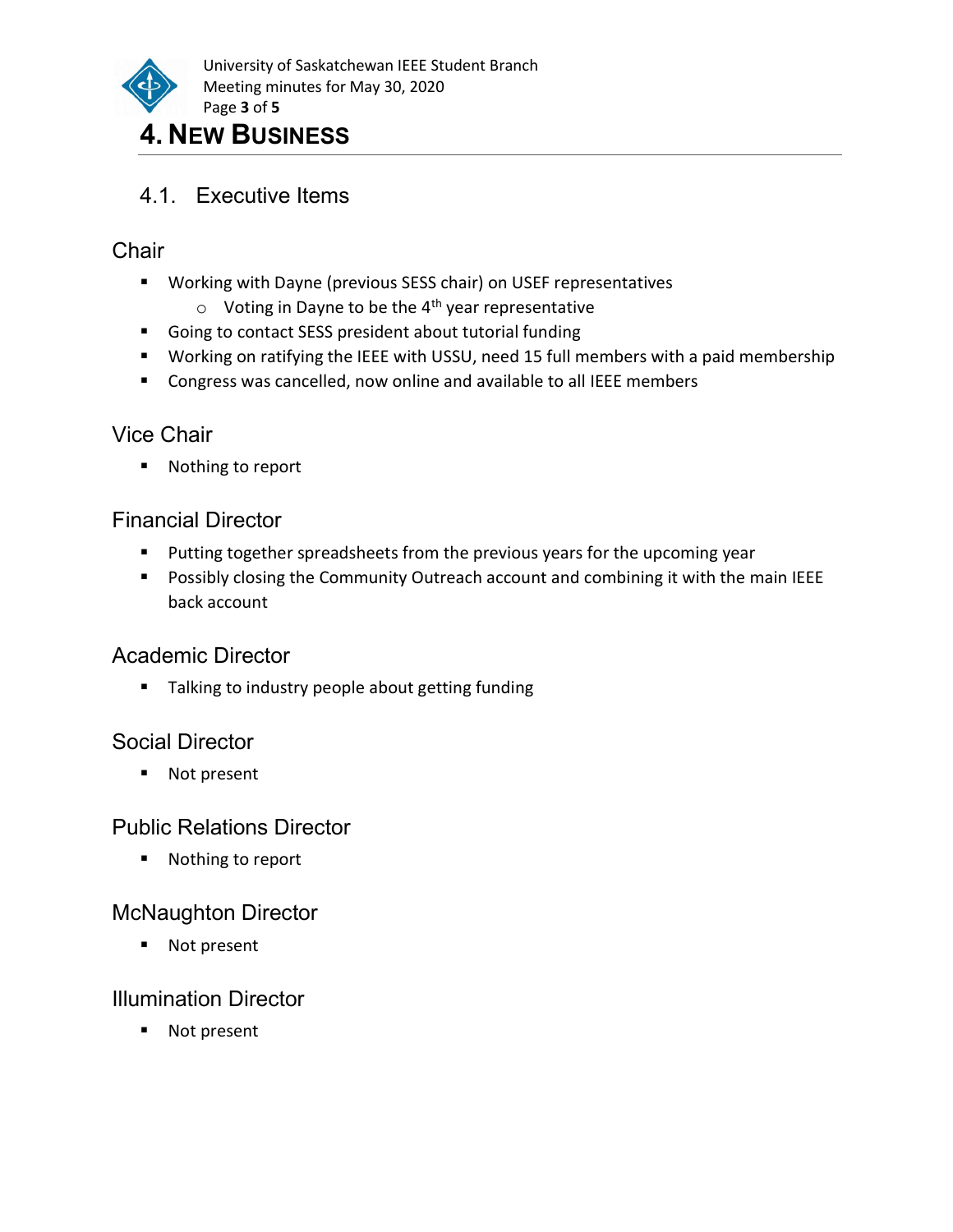# 4. New Business

## 4.1. Executive Items

### Chair

- Working with Dayne (previous SESS chair) on USEF representatives
    - Voting in Dayne to be the $4^{th}$ year representative
- Going to contact SESS president about tutorial funding
- Working on ratifying the IEEE with USSU, need 15 full members with a paid membership
- Congress was cancelled, now online and available to all IEEE members

### Vice Chair

- Nothing to report

### Financial Director

- Putting together spreadsheets from the previous years for the upcoming year
- Possibly closing the Community Outreach account and combining it with the main IEEE back account

### Academic Director

- Talking to industry people about getting funding

### Social Director

- Not present

### Public Relations Director

- Nothing to report

### McNaughton Director

- Not present

### Illumination Director

- Not present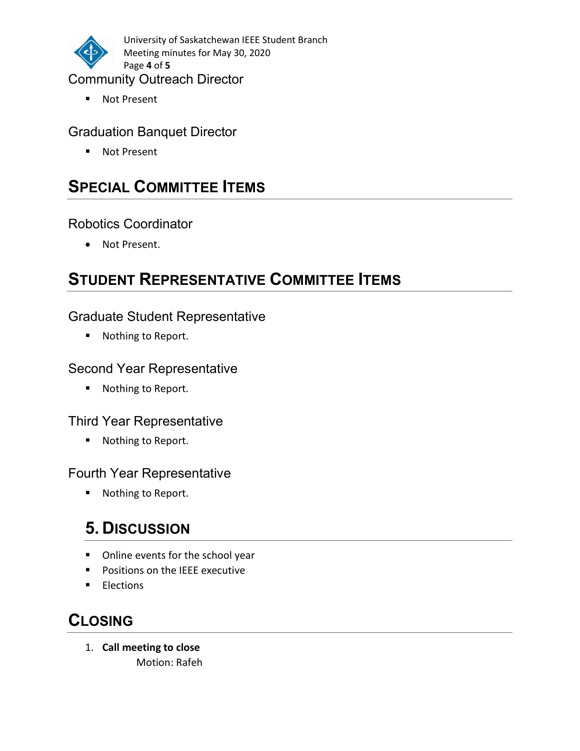### Community Outreach Director

- Not Present

### Graduation Banquet Director

- Not Present

## Special Committee Items

### Robotics Coordinator

- Not Present.

## Student Representative Committee Items

### Graduate Student Representative

- Nothing to Report.

### Second Year Representative

- Nothing to Report.

### Third Year Representative

- Nothing to Report.

### Fourth Year Representative

- Nothing to Report.

## 5. Discussion

- Online events for the school year
- Positions on the IEEE executive
- Elections

## Closing

1. **Call meeting to close**
   Motion: Rafeh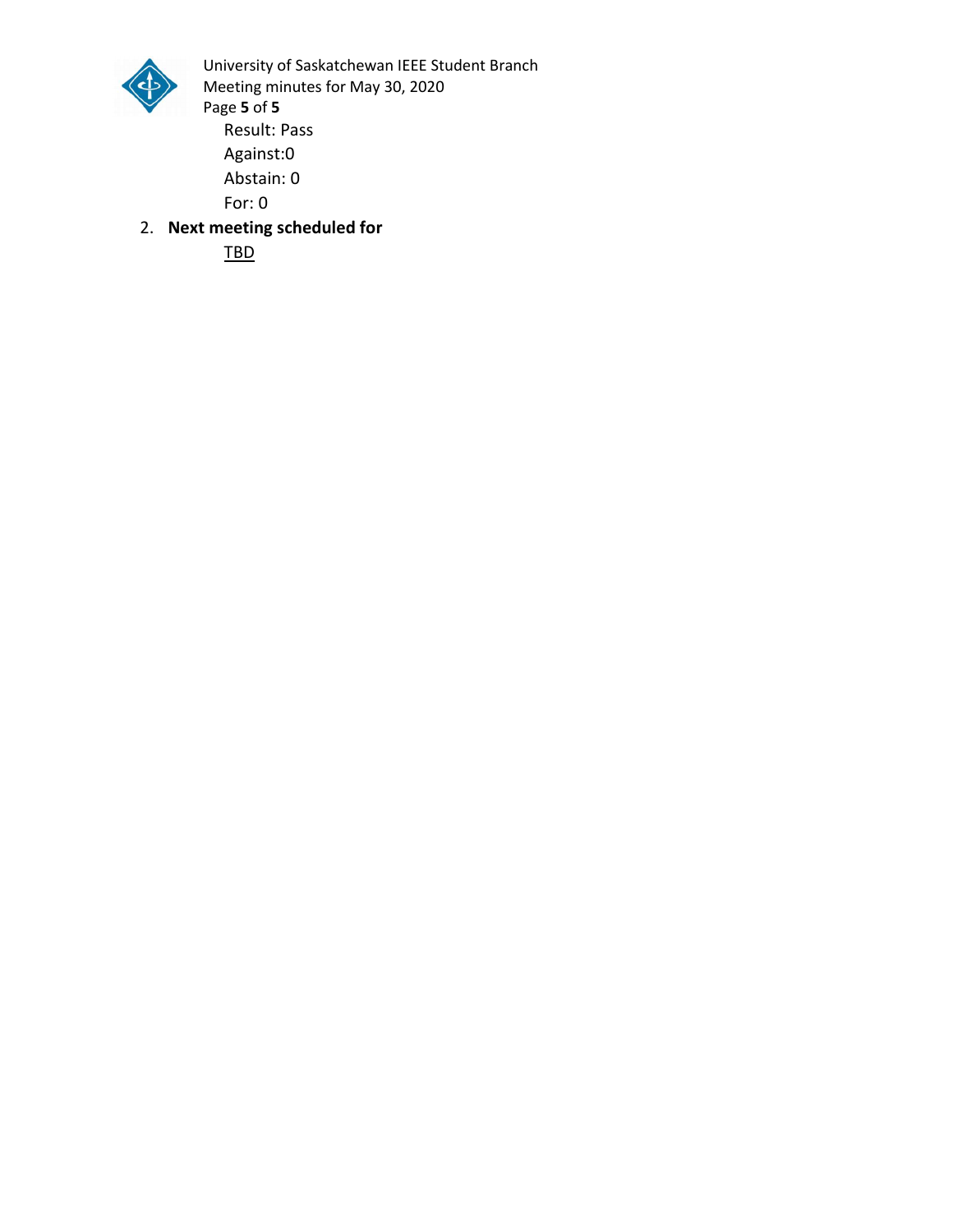Result: Pass

Against:0

Abstain: 0

For: 0

2. **Next meeting scheduled for**

   TBD